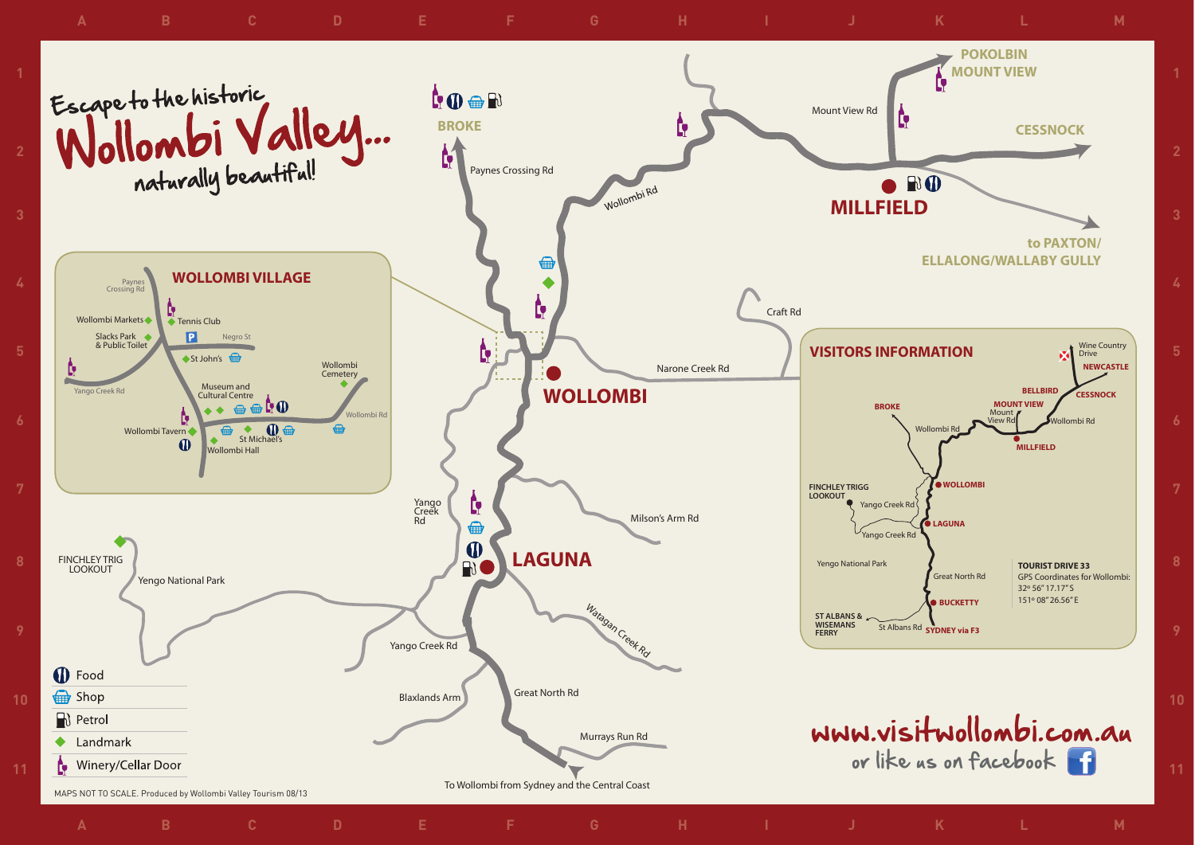# Escape to the historic Wollombi Valley...

*naturally beautiful!*

BROKE

Paynes Crossing Rd

Wollombi Rd

Mount View Rd

POKOLBIN MOUNT VIEW

CESSNOCK

MILLFIELD

to PAXTON/ ELLALONG/WALLABY GULLY

Craft Rd

Narone Creek Rd

WOLLOMBI

## WOLLOMBI VILLAGE

- Paynes Crossing Rd
- Wollombi Markets
- Tennis Club
- Slacks Park & Public Toilet
- Negro St
- St John's
- Wollombi Cemetery
- Yango Creek Rd
- Museum and Cultural Centre
- Wollombi Rd
- Wollombi Tavern
- St Michael's
- Wollombi Hall

Yango Creek Rd

Milson's Arm Rd

LAGUNA

FINCHLEY TRIG LOOKOUT

Yengo National Park

Watagan Creek Rd

Yango Creek Rd

Blaxlands Arm

Great North Rd

Murrays Run Rd

To Wollombi from Sydney and the Central Coast

## VISITORS INFORMATION

Wine Country Drive, NEWCASTLE, BELLBIRD, CESSNOCK, MOUNT VIEW, Mount View Rd, Wollombi Rd, MILLFIELD, BROKE, Wollombi Rd, WOLLOMBI, FINCHLEY TRIGG LOOKOUT, Yango Creek Rd, LAGUNA, Yango Creek Rd, Yengo National Park, Great North Rd, BUCKETTY, ST ALBANS & WISEMANS FERRY, St Albans Rd, SYDNEY via F3

**TOURIST DRIVE 33**

GPS Coordinates for Wollombi:
32º 56" 17.17" S
151º 08" 26.56" E

| Legend |
| --- |
| Food |
| Shop |
| Petrol |
| Landmark |
| Winery/Cellar Door |

MAPS NOT TO SCALE. Produced by Wollombi Valley Tourism 08/13

**www.visitwollombi.com.au**

or like us on facebook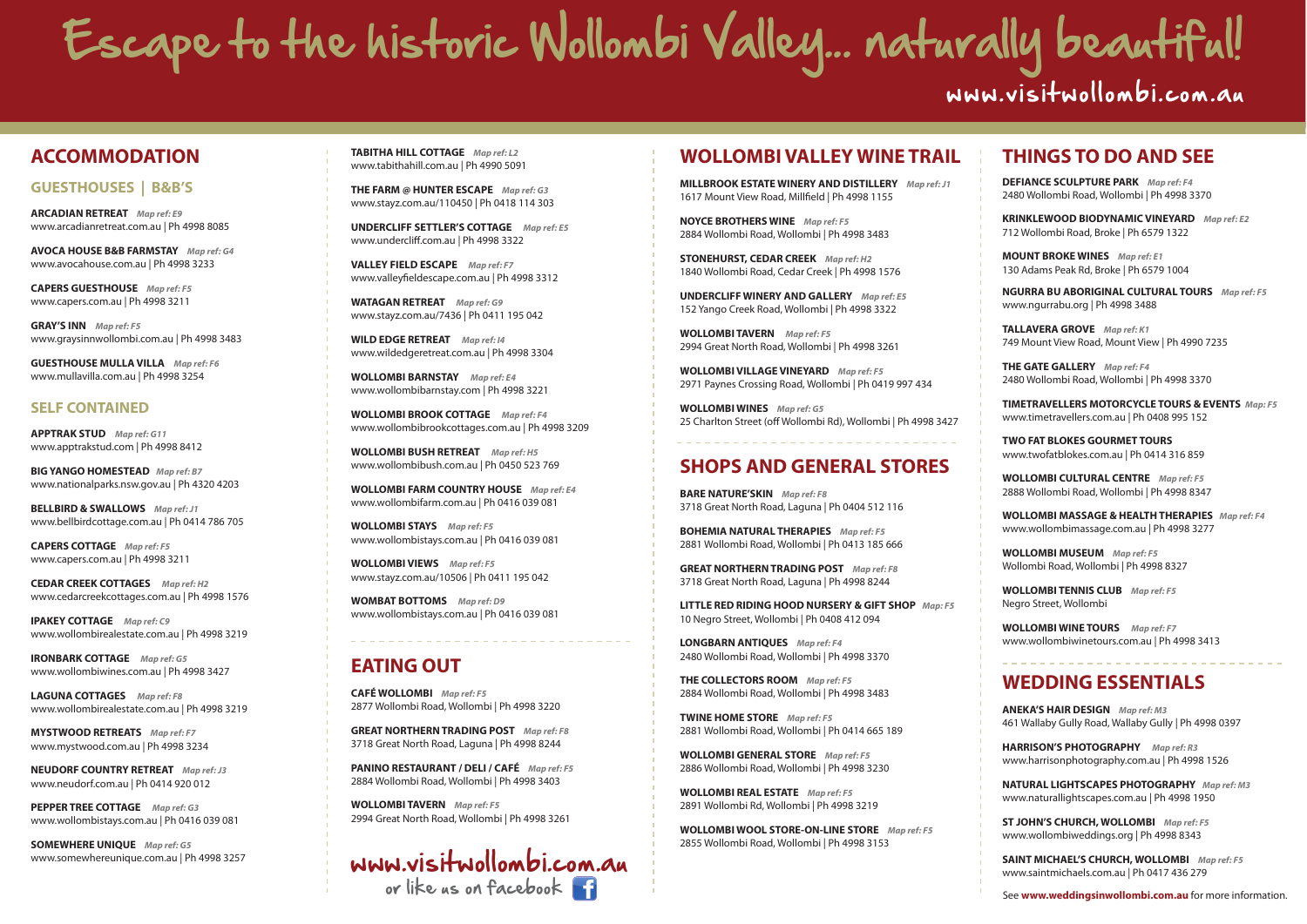# Escape to the historic Wollombi Valley... naturally beautiful!

www.visitwollombi.com.au

## ACCOMMODATION

### GUESTHOUSES | B&B'S

**ARCADIAN RETREAT** *Map ref: E9*
www.arcadianretreat.com.au | Ph 4998 8085

**AVOCA HOUSE B&B FARMSTAY** *Map ref: G4*
www.avocahouse.com.au | Ph 4998 3233

**CAPERS GUESTHOUSE** *Map ref: F5*
www.capers.com.au | Ph 4998 3211

**GRAY'S INN** *Map ref: F5*
www.graysinnwollombi.com.au | Ph 4998 3483

**GUESTHOUSE MULLA VILLA** *Map ref: F6*
www.mullavilla.com.au | Ph 4998 3254

### SELF CONTAINED

**APPTRAK STUD** *Map ref: G11*
www.apptrakstud.com | Ph 4998 8412

**BIG YANGO HOMESTEAD** *Map ref: B7*
www.nationalparks.nsw.gov.au | Ph 4320 4203

**BELLBIRD & SWALLOWS** *Map ref: J1*
www.bellbirdcottage.com.au | Ph 0414 786 705

**CAPERS COTTAGE** *Map ref: F5*
www.capers.com.au | Ph 4998 3211

**CEDAR CREEK COTTAGES** *Map ref: H2*
www.cedarcreekcottages.com.au | Ph 4998 1576

**IPAKEY COTTAGE** *Map ref: C9*
www.wollombirealestate.com.au | Ph 4998 3219

**IRONBARK COTTAGE** *Map ref: G5*
www.wollombiwines.com.au | Ph 4998 3427

**LAGUNA COTTAGES** *Map ref: F8*
www.wollombirealestate.com.au | Ph 4998 3219

**MYSTWOOD RETREATS** *Map ref: F7*
www.mystwood.com.au | Ph 4998 3234

**NEUDORF COUNTRY RETREAT** *Map ref: J3*
www.neudorf.com.au | Ph 0414 920 012

**PEPPER TREE COTTAGE** *Map ref: G3*
www.wollombistays.com.au | Ph 0416 039 081

**SOMEWHERE UNIQUE** *Map ref: G5*
www.somewhereunique.com.au | Ph 4998 3257

**TABITHA HILL COTTAGE** *Map ref: L2*
www.tabithahill.com.au | Ph 4990 5091

**THE FARM @ HUNTER ESCAPE** *Map ref: G3*
www.stayz.com.au/110450 | Ph 0418 114 303

**UNDERCLIFF SETTLER'S COTTAGE** *Map ref: E5*
www.undercliff.com.au | Ph 4998 3322

**VALLEY FIELD ESCAPE** *Map ref: F7*
www.valleyfieldescape.com.au | Ph 4998 3312

**WATAGAN RETREAT** *Map ref: G9*
www.stayz.com.au/7436 | Ph 0411 195 042

**WILD EDGE RETREAT** *Map ref: I4*
www.wildedgeretreat.com.au | Ph 4998 3304

**WOLLOMBI BARNSTAY** *Map ref: E4*
www.wollombibarnstay.com | Ph 4998 3221

**WOLLOMBI BROOK COTTAGE** *Map ref: F4*
www.wollombibrookcottages.com.au | Ph 4998 3209

**WOLLOMBI BUSH RETREAT** *Map ref: H5*
www.wollombibush.com.au | Ph 0450 523 769

**WOLLOMBI FARM COUNTRY HOUSE** *Map ref: E4*
www.wollombifarm.com.au | Ph 0416 039 081

**WOLLOMBI STAYS** *Map ref: F5*
www.wollombistays.com.au | Ph 0416 039 081

**WOLLOMBI VIEWS** *Map ref: F5*
www.stayz.com.au/10506 | Ph 0411 195 042

**WOMBAT BOTTOMS** *Map ref: D9*
www.wollombistays.com.au | Ph 0416 039 081

## EATING OUT

**CAFÉ WOLLOMBI** *Map ref: F5*
2877 Wollombi Road, Wollombi | Ph 4998 3220

**GREAT NORTHERN TRADING POST** *Map ref: F8*
3718 Great North Road, Laguna | Ph 4998 8244

**PANINO RESTAURANT / DELI / CAFÉ** *Map ref: F5*
2884 Wollombi Road, Wollombi | Ph 4998 3403

**WOLLOMBI TAVERN** *Map ref: F5*
2994 Great North Road, Wollombi | Ph 4998 3261

www.visitwollombi.com.au
or like us on facebook

## WOLLOMBI VALLEY WINE TRAIL

**MILLBROOK ESTATE WINERY AND DISTILLERY** *Map ref: J1*
1617 Mount View Road, Millfield | Ph 4998 1155

**NOYCE BROTHERS WINE** *Map ref: F5*
2884 Wollombi Road, Wollombi | Ph 4998 3483

**STONEHURST, CEDAR CREEK** *Map ref: H2*
1840 Wollombi Road, Cedar Creek | Ph 4998 1576

**UNDERCLIFF WINERY AND GALLERY** *Map ref: E5*
152 Yango Creek Road, Wollombi | Ph 4998 3322

**WOLLOMBI TAVERN** *Map ref: F5*
2994 Great North Road, Wollombi | Ph 4998 3261

**WOLLOMBI VILLAGE VINEYARD** *Map ref: F5*
2971 Paynes Crossing Road, Wollombi | Ph 0419 997 434

**WOLLOMBI WINES** *Map ref: G5*
25 Charlton Street (off Wollombi Rd), Wollombi | Ph 4998 3427

## SHOPS AND GENERAL STORES

**BARE NATURE'SKIN** *Map ref: F8*
3718 Great North Road, Laguna | Ph 0404 512 116

**BOHEMIA NATURAL THERAPIES** *Map ref: F5*
2881 Wollombi Road, Wollombi | Ph 0413 185 666

**GREAT NORTHERN TRADING POST** *Map ref: F8*
3718 Great North Road, Laguna | Ph 4998 8244

**LITTLE RED RIDING HOOD NURSERY & GIFT SHOP** *Map: F5*
10 Negro Street, Wollombi | Ph 0408 412 094

**LONGBARN ANTIQUES** *Map ref: F4*
2480 Wollombi Road, Wollombi | Ph 4998 3370

**THE COLLECTORS ROOM** *Map ref: F5*
2884 Wollombi Road, Wollombi | Ph 4998 3483

**TWINE HOME STORE** *Map ref: F5*
2881 Wollombi Road, Wollombi | Ph 0414 665 189

**WOLLOMBI GENERAL STORE** *Map ref: F5*
2886 Wollombi Road, Wollombi | Ph 4998 3230

**WOLLOMBI REAL ESTATE** *Map ref: F5*
2891 Wollombi Rd, Wollombi | Ph 4998 3219

**WOLLOMBI WOOL STORE-ON-LINE STORE** *Map ref: F5*
2855 Wollombi Road, Wollombi | Ph 4998 3153

## THINGS TO DO AND SEE

**DEFIANCE SCULPTURE PARK** *Map ref: F4*
2480 Wollombi Road, Wollombi | Ph 4998 3370

**KRINKLEWOOD BIODYNAMIC VINEYARD** *Map ref: E2*
712 Wollombi Road, Broke | Ph 6579 1322

**MOUNT BROKE WINES** *Map ref: E1*
130 Adams Peak Rd, Broke | Ph 6579 1004

**NGURRA BU ABORIGINAL CULTURAL TOURS** *Map ref: F5*
www.ngurrabu.org | Ph 4998 3488

**TALLAVERA GROVE** *Map ref: K1*
749 Mount View Road, Mount View | Ph 4990 7235

**THE GATE GALLERY** *Map ref: F4*
2480 Wollombi Road, Wollombi | Ph 4998 3370

**TIMETRAVELLERS MOTORCYCLE TOURS & EVENTS** *Map: F5*
www.timetravellers.com.au | Ph 0408 995 152

**TWO FAT BLOKES GOURMET TOURS**
www.twofatblokes.com.au | Ph 0414 316 859

**WOLLOMBI CULTURAL CENTRE** *Map ref: F5*
2888 Wollombi Road, Wollombi | Ph 4998 8347

**WOLLOMBI MASSAGE & HEALTH THERAPIES** *Map ref: F4*
www.wollombimassage.com.au | Ph 4998 3277

**WOLLOMBI MUSEUM** *Map ref: F5*
Wollombi Road, Wollombi | Ph 4998 8327

**WOLLOMBI TENNIS CLUB** *Map ref: F5*
Negro Street, Wollombi

**WOLLOMBI WINE TOURS** *Map ref: F7*
www.wollombiwinetours.com.au | Ph 4998 3413

## WEDDING ESSENTIALS

**ANEKA'S HAIR DESIGN** *Map ref: M3*
461 Wallaby Gully Road, Wallaby Gully | Ph 4998 0397

**HARRISON'S PHOTOGRAPHY** *Map ref: R3*
www.harrisonphotography.com.au | Ph 4998 1526

**NATURAL LIGHTSCAPES PHOTOGRAPHY** *Map ref: M3*
www.naturallightscapes.com.au | Ph 4998 1950

**ST JOHN'S CHURCH, WOLLOMBI** *Map ref: F5*
www.wollombiweddings.org | Ph 4998 8343

**SAINT MICHAEL'S CHURCH, WOLLOMBI** *Map ref: F5*
www.saintmichaels.com.au | Ph 0417 436 279

See **www.weddingsinwollombi.com.au** for more information.